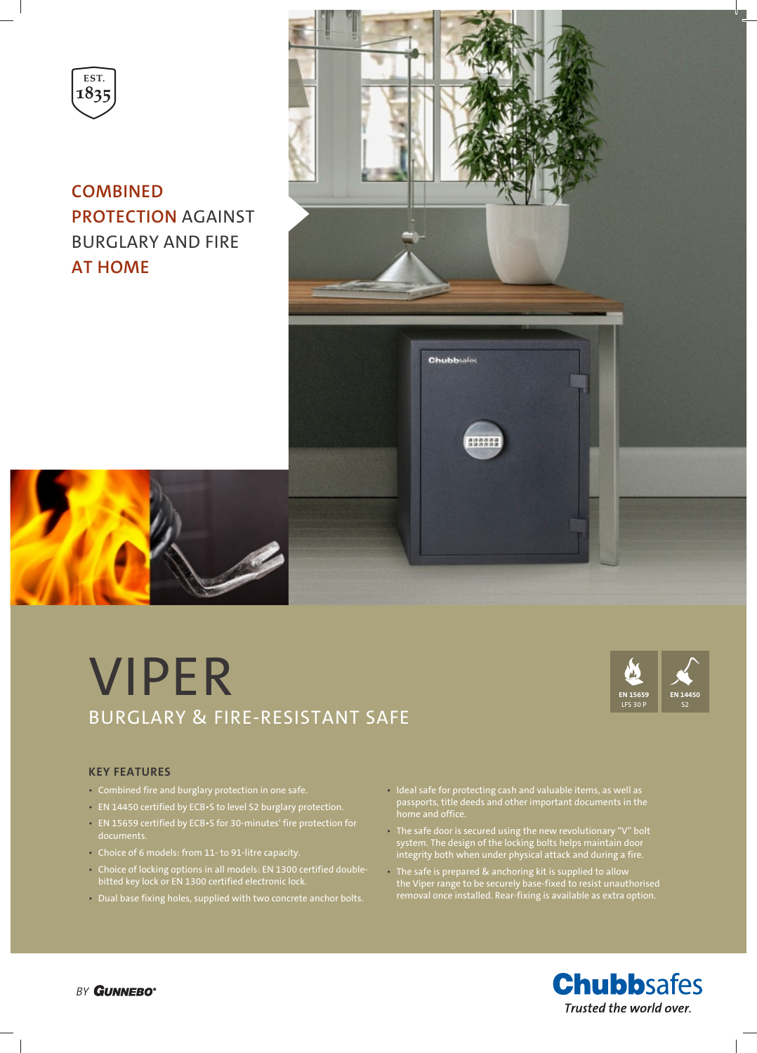EST. 1835

## COMBINED PROTECTION AGAINST BURGLARY AND FIRE AT HOME

# VIPER

## BURGLARY & FIRE-RESISTANT SAFE

EN 15659 LFS 30 P

EN 14450 S2

### KEY FEATURES

- Combined fire and burglary protection in one safe.
- EN 14450 certified by ECB•S to level S2 burglary protection.
- EN 15659 certified by ECB•S for 30-minutes' fire protection for documents.
- Choice of 6 models: from 11- to 91-litre capacity.
- Choice of locking options in all models: EN 1300 certified double-bitted key lock or EN 1300 certified electronic lock.
- Dual base fixing holes, supplied with two concrete anchor bolts.
- Ideal safe for protecting cash and valuable items, as well as passports, title deeds and other important documents in the home and office.
- The safe door is secured using the new revolutionary "V" bolt system. The design of the locking bolts helps maintain door integrity both when under physical attack and during a fire.
- The safe is prepared & anchoring kit is supplied to allow the Viper range to be securely base-fixed to resist unauthorised removal once installed. Rear-fixing is available as extra option.

BY GUNNEBO®

**Chubbsafes**

*Trusted the world over.*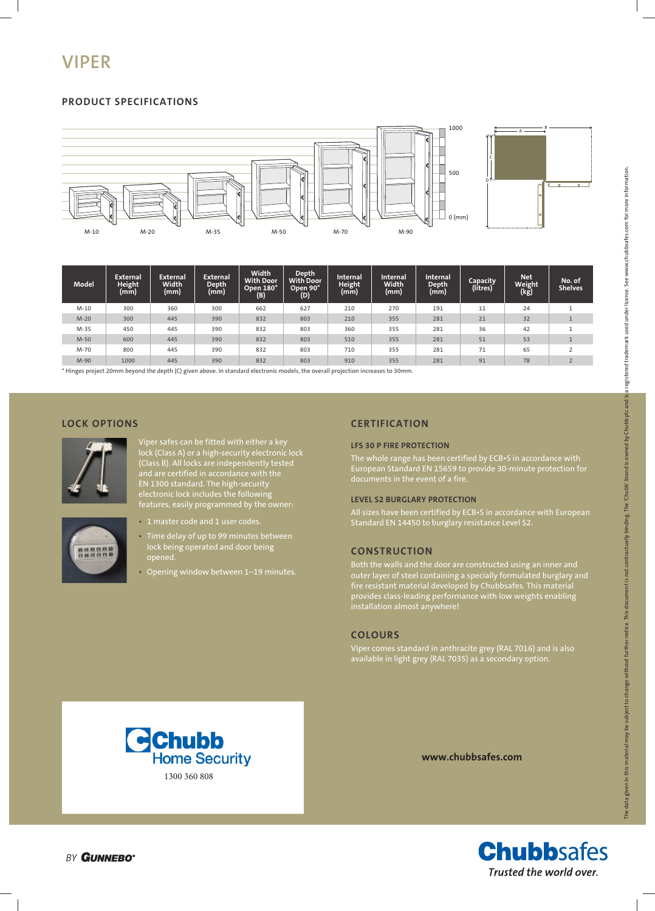# VIPER

## PRODUCT SPECIFICATIONS

M-10 M-20 M-35 M-50 M-70 M-90

1000

500

0 (mm)

A B C D

| Model | External Height (mm) | External Width (mm) | External Depth (mm) | Width With Door Open 180° (B) | Depth With Door Open 90° (D) | Internal Height (mm) | Internal Width (mm) | Internal Depth (mm) | Capacity (litres) | Net Weight (kg) | No. of Shelves |
|---|---|---|---|---|---|---|---|---|---|---|---|
| M-10 | 300 | 360 | 300 | 662 | 627 | 210 | 270 | 191 | 11 | 24 | 1 |
| M-20 | 300 | 445 | 390 | 832 | 803 | 210 | 355 | 281 | 21 | 32 | 1 |
| M-35 | 450 | 445 | 390 | 832 | 803 | 360 | 355 | 281 | 36 | 42 | 1 |
| M-50 | 600 | 445 | 390 | 832 | 803 | 510 | 355 | 281 | 51 | 53 | 1 |
| M-70 | 800 | 445 | 390 | 832 | 803 | 710 | 355 | 281 | 71 | 65 | 2 |
| M-90 | 1000 | 445 | 390 | 832 | 803 | 910 | 355 | 281 | 91 | 78 | 2 |

* Hinges project 20mm beyond the depth (C) given above. In standard electronic models, the overall projection increases to 30mm.

## LOCK OPTIONS

Viper safes can be fitted with either a key lock (Class A) or a high-security electronic lock (Class B). All locks are independently tested and are certified in accordance with the EN 1300 standard. The high-security electronic lock includes the following features, easily programmed by the owner:

- 1 master code and 1 user codes.
- Time delay of up to 99 minutes between lock being operated and door being opened.
- Opening window between 1–19 minutes.

## CERTIFICATION

### LFS 30 P FIRE PROTECTION

The whole range has been certified by ECB•S in accordance with European Standard EN 15659 to provide 30-minute protection for documents in the event of a fire.

### LEVEL S2 BURGLARY PROTECTION

All sizes have been certified by ECB•S in accordance with European Standard EN 14450 to burglary resistance Level S2.

## CONSTRUCTION

Both the walls and the door are constructed using an inner and outer layer of steel containing a specially formulated burglary and fire resistant material developed by Chubbsafes. This material provides class-leading performance with low weights enabling installation almost anywhere!

## COLOURS

Viper comes standard in anthracite grey (RAL 7016) and is also available in light grey (RAL 7035) as a secondary option.

Chubb Home Security
1300 360 808

www.chubbsafes.com

The data given in this material may be subject to change without further notice. This document is not contractually binding. The 'Chubb' brand is owned by Chubb plc and is a registered trademark used under license. See www.chubbsafes.com for more information.

BY GUNNEBO®

Chubbsafes
*Trusted the world over.*